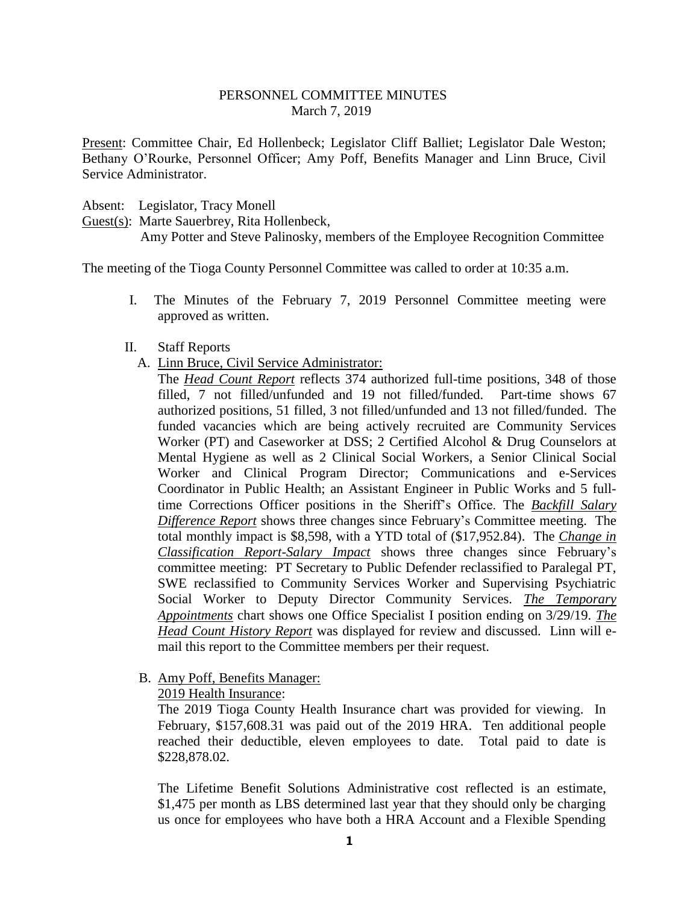# PERSONNEL COMMITTEE MINUTES

March 7, 2019

Present: Committee Chair, Ed Hollenbeck; Legislator Cliff Balliet; Legislator Dale Weston; Bethany O'Rourke, Personnel Officer; Amy Poff, Benefits Manager and Linn Bruce, Civil Service Administrator.

Absent: Legislator, Tracy Monell

Guest(s): Marte Sauerbrey, Rita Hollenbeck,
Amy Potter and Steve Palinosky, members of the Employee Recognition Committee

The meeting of the Tioga County Personnel Committee was called to order at 10:35 a.m.

I. The Minutes of the February 7, 2019 Personnel Committee meeting were approved as written.

II. Staff Reports

A. Linn Bruce, Civil Service Administrator:

The ***Head Count Report*** reflects 374 authorized full-time positions, 348 of those filled, 7 not filled/unfunded and 19 not filled/funded. Part-time shows 67 authorized positions, 51 filled, 3 not filled/unfunded and 13 not filled/funded. The funded vacancies which are being actively recruited are Community Services Worker (PT) and Caseworker at DSS; 2 Certified Alcohol & Drug Counselors at Mental Hygiene as well as 2 Clinical Social Workers, a Senior Clinical Social Worker and Clinical Program Director; Communications and e-Services Coordinator in Public Health; an Assistant Engineer in Public Works and 5 full-time Corrections Officer positions in the Sheriff's Office. The ***Backfill Salary Difference Report*** shows three changes since February's Committee meeting. The total monthly impact is $8,598, with a YTD total of ($17,952.84). The ***Change in Classification Report-Salary Impact*** shows three changes since February's committee meeting: PT Secretary to Public Defender reclassified to Paralegal PT, SWE reclassified to Community Services Worker and Supervising Psychiatric Social Worker to Deputy Director Community Services. ***The Temporary Appointments*** chart shows one Office Specialist I position ending on 3/29/19. ***The Head Count History Report*** was displayed for review and discussed. Linn will e-mail this report to the Committee members per their request.

B. Amy Poff, Benefits Manager:

2019 Health Insurance:

The 2019 Tioga County Health Insurance chart was provided for viewing. In February, $157,608.31 was paid out of the 2019 HRA. Ten additional people reached their deductible, eleven employees to date. Total paid to date is $228,878.02.

The Lifetime Benefit Solutions Administrative cost reflected is an estimate, $1,475 per month as LBS determined last year that they should only be charging us once for employees who have both a HRA Account and a Flexible Spending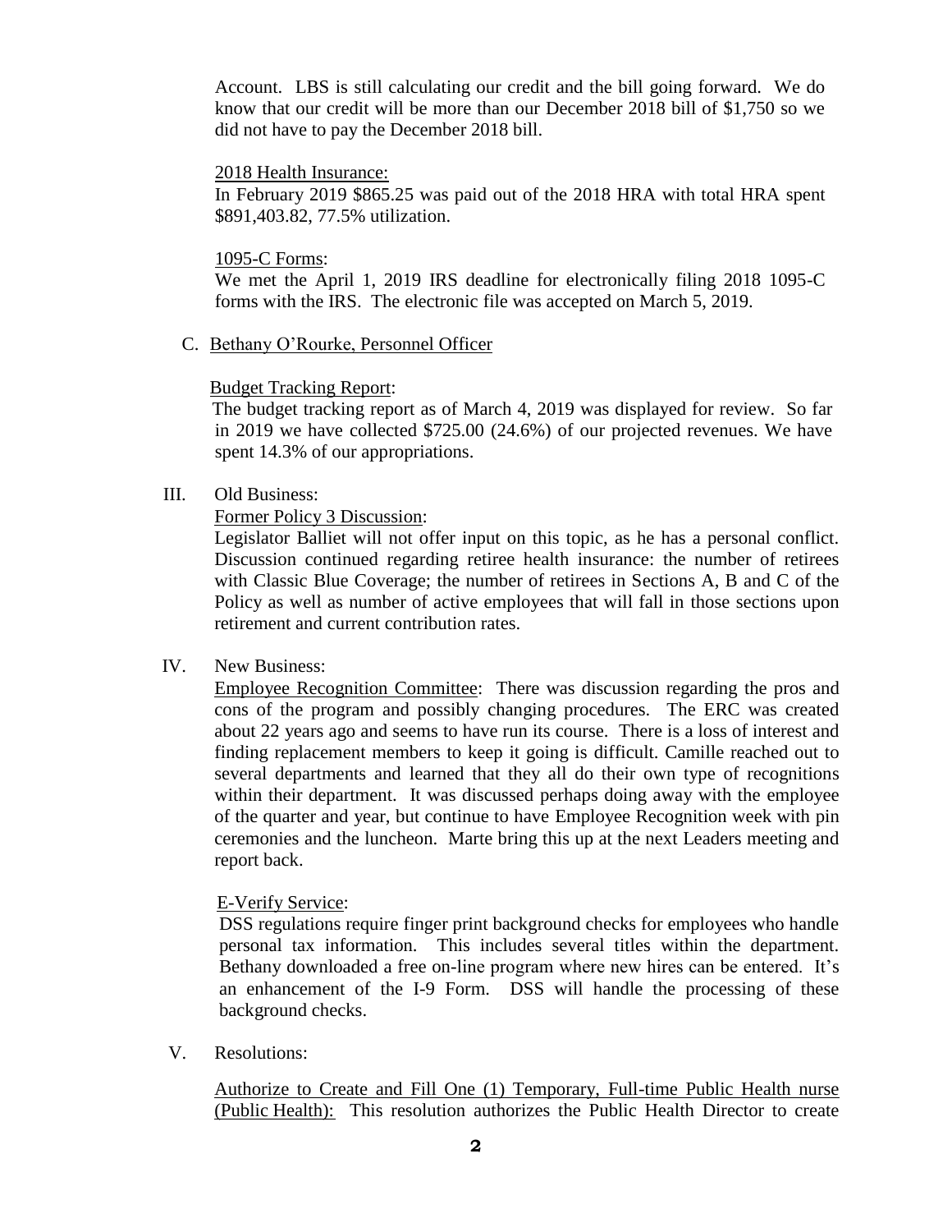Account. LBS is still calculating our credit and the bill going forward. We do know that our credit will be more than our December 2018 bill of $1,750 so we did not have to pay the December 2018 bill.

2018 Health Insurance:
In February 2019 $865.25 was paid out of the 2018 HRA with total HRA spent $891,403.82, 77.5% utilization.

1095-C Forms:
We met the April 1, 2019 IRS deadline for electronically filing 2018 1095-C forms with the IRS. The electronic file was accepted on March 5, 2019.

C. Bethany O'Rourke, Personnel Officer

Budget Tracking Report:
The budget tracking report as of March 4, 2019 was displayed for review. So far in 2019 we have collected $725.00 (24.6%) of our projected revenues. We have spent 14.3% of our appropriations.

III. Old Business:

Former Policy 3 Discussion:
Legislator Balliet will not offer input on this topic, as he has a personal conflict. Discussion continued regarding retiree health insurance: the number of retirees with Classic Blue Coverage; the number of retirees in Sections A, B and C of the Policy as well as number of active employees that will fall in those sections upon retirement and current contribution rates.

IV. New Business:

Employee Recognition Committee: There was discussion regarding the pros and cons of the program and possibly changing procedures. The ERC was created about 22 years ago and seems to have run its course. There is a loss of interest and finding replacement members to keep it going is difficult. Camille reached out to several departments and learned that they all do their own type of recognitions within their department. It was discussed perhaps doing away with the employee of the quarter and year, but continue to have Employee Recognition week with pin ceremonies and the luncheon. Marte bring this up at the next Leaders meeting and report back.

E-Verify Service:
DSS regulations require finger print background checks for employees who handle personal tax information. This includes several titles within the department. Bethany downloaded a free on-line program where new hires can be entered. It's an enhancement of the I-9 Form. DSS will handle the processing of these background checks.

V. Resolutions:

Authorize to Create and Fill One (1) Temporary, Full-time Public Health nurse (Public Health): This resolution authorizes the Public Health Director to create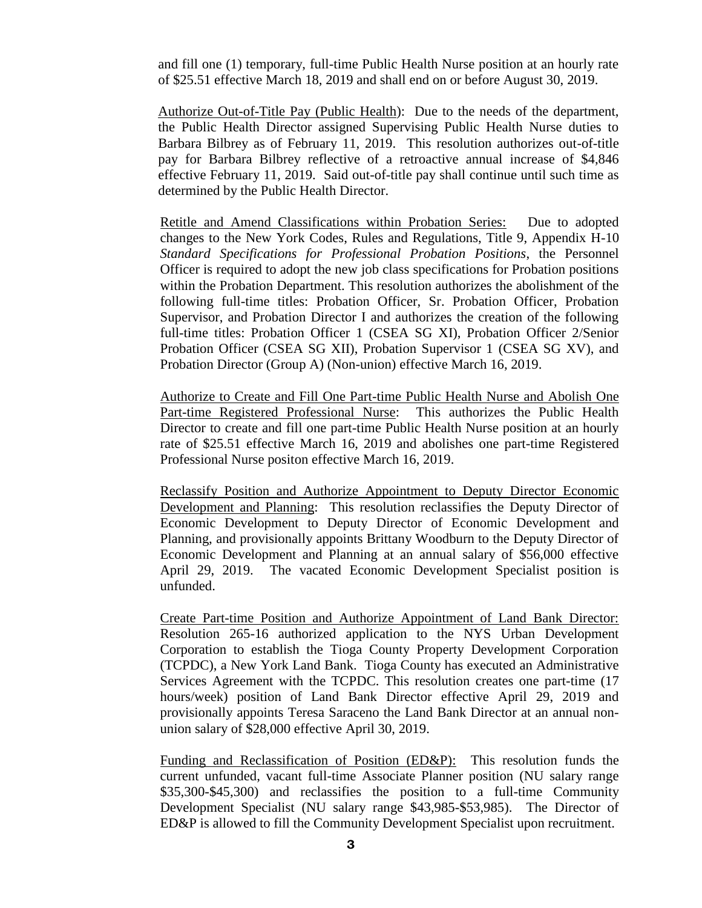and fill one (1) temporary, full-time Public Health Nurse position at an hourly rate of $25.51 effective March 18, 2019 and shall end on or before August 30, 2019.

<u>Authorize Out-of-Title Pay (Public Health</u>): Due to the needs of the department, the Public Health Director assigned Supervising Public Health Nurse duties to Barbara Bilbrey as of February 11, 2019. This resolution authorizes out-of-title pay for Barbara Bilbrey reflective of a retroactive annual increase of $4,846 effective February 11, 2019. Said out-of-title pay shall continue until such time as determined by the Public Health Director.

<u>Retitle and Amend Classifications within Probation Series:</u> Due to adopted changes to the New York Codes, Rules and Regulations, Title 9, Appendix H-10 *Standard Specifications for Professional Probation Positions*, the Personnel Officer is required to adopt the new job class specifications for Probation positions within the Probation Department. This resolution authorizes the abolishment of the following full-time titles: Probation Officer, Sr. Probation Officer, Probation Supervisor, and Probation Director I and authorizes the creation of the following full-time titles: Probation Officer 1 (CSEA SG XI), Probation Officer 2/Senior Probation Officer (CSEA SG XII), Probation Supervisor 1 (CSEA SG XV), and Probation Director (Group A) (Non-union) effective March 16, 2019.

<u>Authorize to Create and Fill One Part-time Public Health Nurse and Abolish One Part-time Registered Professional Nurse</u>: This authorizes the Public Health Director to create and fill one part-time Public Health Nurse position at an hourly rate of $25.51 effective March 16, 2019 and abolishes one part-time Registered Professional Nurse positon effective March 16, 2019.

<u>Reclassify Position and Authorize Appointment to Deputy Director Economic Development and Planning</u>: This resolution reclassifies the Deputy Director of Economic Development to Deputy Director of Economic Development and Planning, and provisionally appoints Brittany Woodburn to the Deputy Director of Economic Development and Planning at an annual salary of $56,000 effective April 29, 2019. The vacated Economic Development Specialist position is unfunded.

<u>Create Part-time Position and Authorize Appointment of Land Bank Director:</u> Resolution 265-16 authorized application to the NYS Urban Development Corporation to establish the Tioga County Property Development Corporation (TCPDC), a New York Land Bank. Tioga County has executed an Administrative Services Agreement with the TCPDC. This resolution creates one part-time (17 hours/week) position of Land Bank Director effective April 29, 2019 and provisionally appoints Teresa Saraceno the Land Bank Director at an annual non-union salary of $28,000 effective April 30, 2019.

<u>Funding and Reclassification of Position (ED&P):</u> This resolution funds the current unfunded, vacant full-time Associate Planner position (NU salary range $35,300-$45,300) and reclassifies the position to a full-time Community Development Specialist (NU salary range $43,985-$53,985). The Director of ED&P is allowed to fill the Community Development Specialist upon recruitment.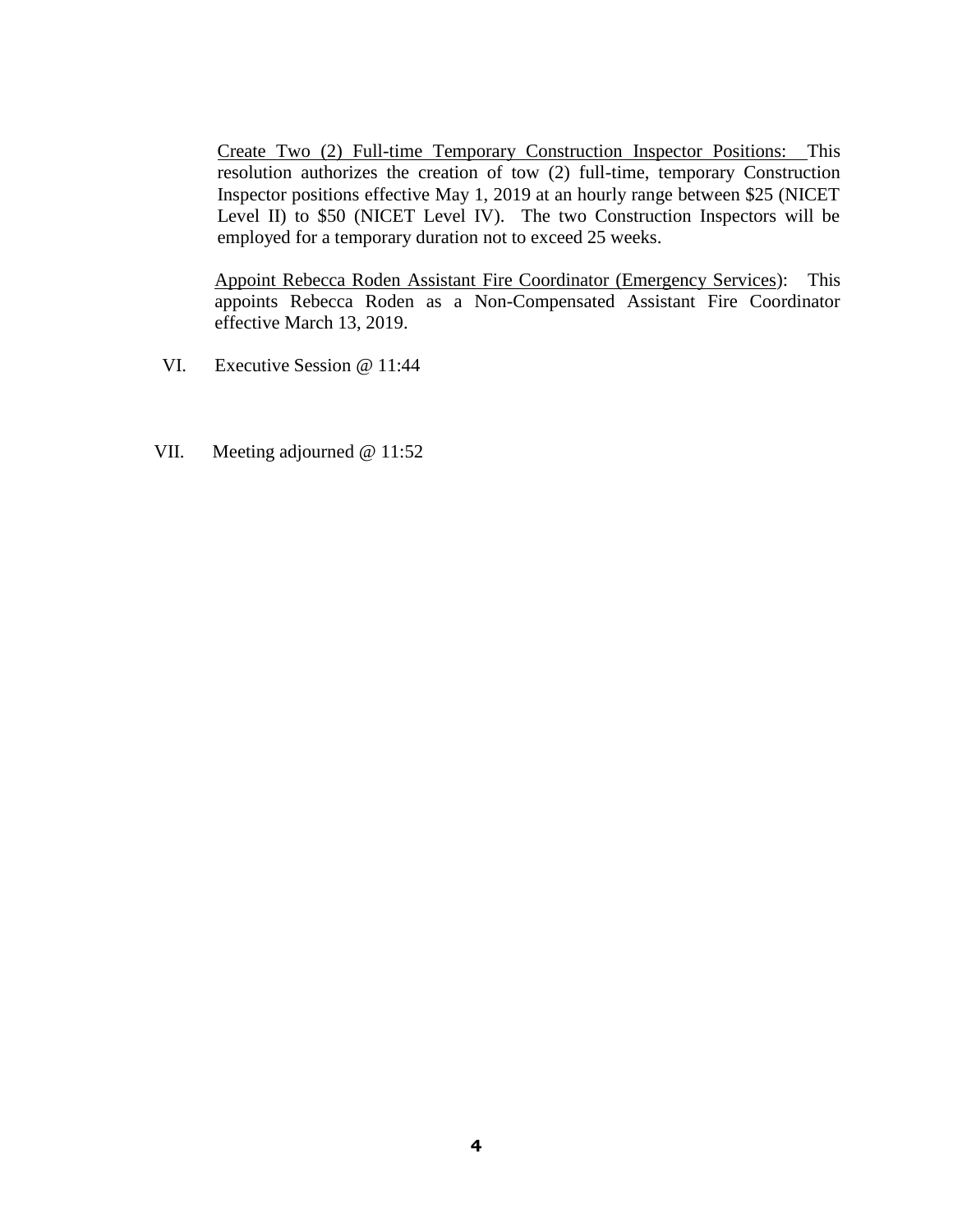<u>Create Two (2) Full-time Temporary Construction Inspector Positions:</u> This resolution authorizes the creation of tow (2) full-time, temporary Construction Inspector positions effective May 1, 2019 at an hourly range between $25 (NICET Level II) to $50 (NICET Level IV). The two Construction Inspectors will be employed for a temporary duration not to exceed 25 weeks.

<u>Appoint Rebecca Roden Assistant Fire Coordinator (Emergency Services)</u>: This appoints Rebecca Roden as a Non-Compensated Assistant Fire Coordinator effective March 13, 2019.

VI. Executive Session @ 11:44

VII. Meeting adjourned @ 11:52